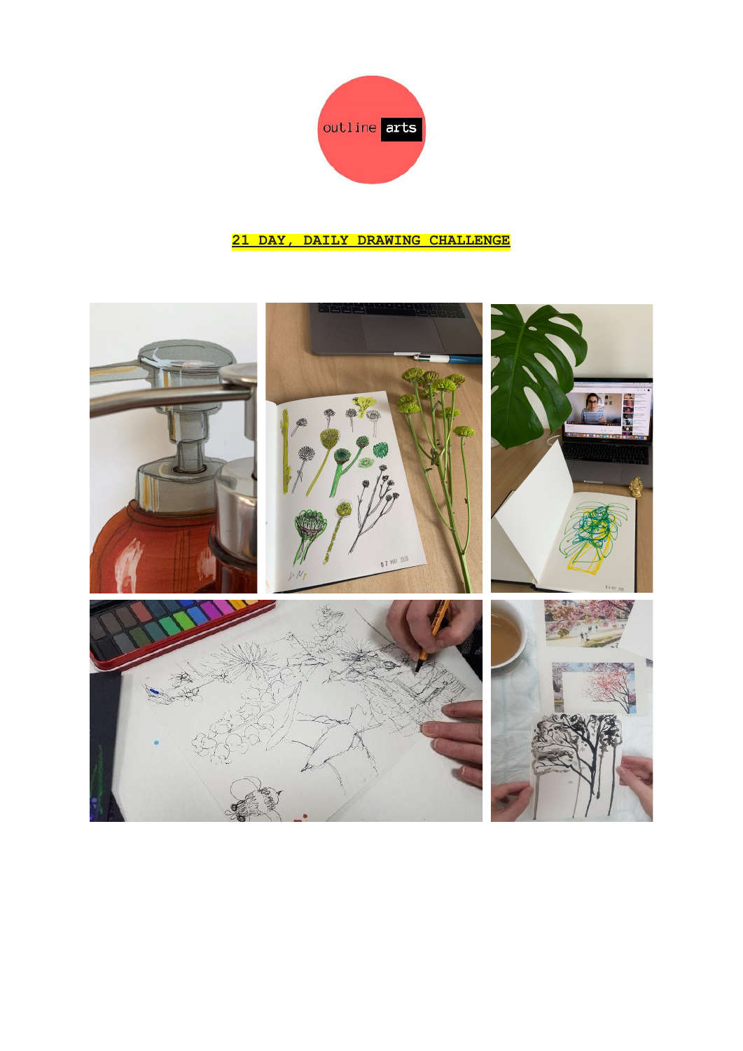outline arts

# 21 DAY, DAILY DRAWING CHALLENGE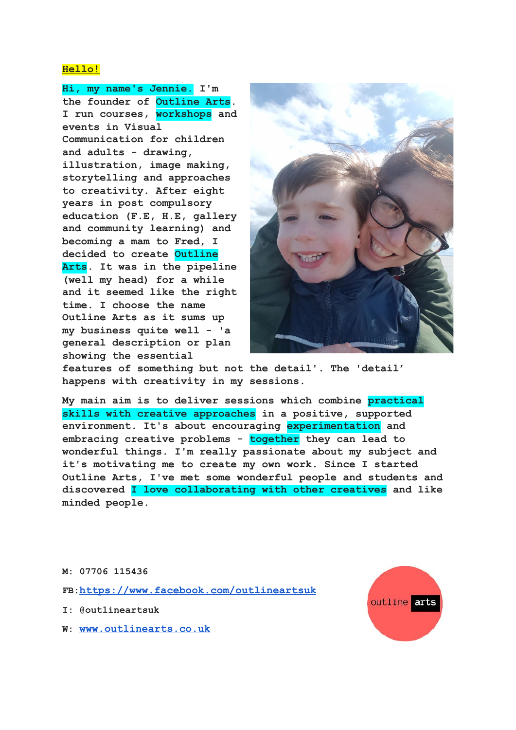**Hello!**

**Hi, my name's Jennie. I'm the founder of Outline Arts. I run courses, workshops and events in Visual Communication for children and adults - drawing, illustration, image making, storytelling and approaches to creativity. After eight years in post compulsory education (F.E, H.E, gallery and community learning) and becoming a mam to Fred, I decided to create Outline Arts. It was in the pipeline (well my head) for a while and it seemed like the right time. I choose the name Outline Arts as it sums up my business quite well - 'a general description or plan showing the essential features of something but not the detail'. The 'detail' happens with creativity in my sessions.**

**My main aim is to deliver sessions which combine practical skills with creative approaches in a positive, supported environment. It's about encouraging experimentation and embracing creative problems - together they can lead to wonderful things. I'm really passionate about my subject and it's motivating me to create my own work. Since I started Outline Arts, I've met some wonderful people and students and discovered I love collaborating with other creatives and like minded people.**

**M: 07706 115436**

**FB:**[**https://www.facebook.com/outlineartsuk**](https://www.facebook.com/outlineartsuk)

**I: @outlineartsuk**

**W:** [**www.outlinearts.co.uk**](http://www.outlinearts.co.uk)

outline arts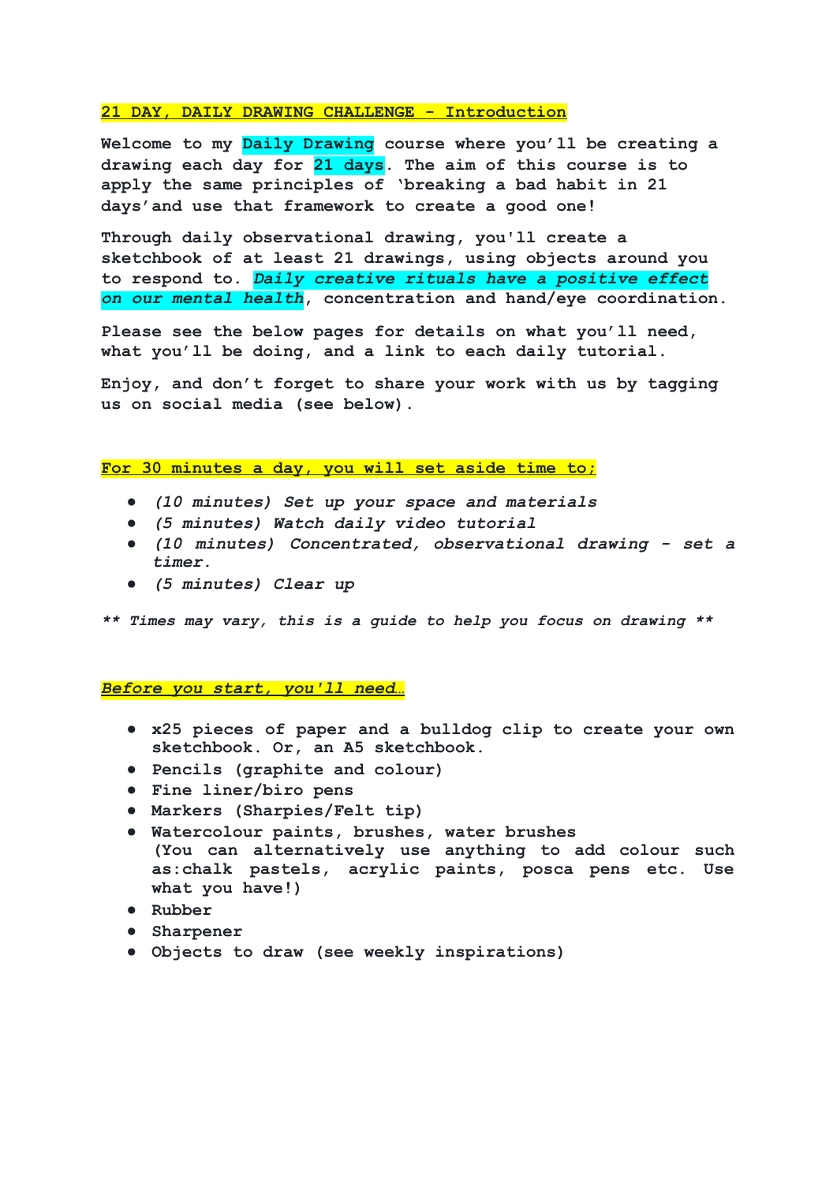## 21 DAY, DAILY DRAWING CHALLENGE - Introduction

**Welcome to my Daily Drawing course where you'll be creating a drawing each day for 21 days. The aim of this course is to apply the same principles of 'breaking a bad habit in 21 days'and use that framework to create a good one!**

**Through daily observational drawing, you'll create a sketchbook of at least 21 drawings, using objects around you to respond to. *Daily creative rituals have a positive effect on our mental health*, concentration and hand/eye coordination.**

**Please see the below pages for details on what you'll need, what you'll be doing, and a link to each daily tutorial.**

**Enjoy, and don't forget to share your work with us by tagging us on social media (see below).**

## For 30 minutes a day, you will set aside time to;

- *(10 minutes) Set up your space and materials*
- *(5 minutes) Watch daily video tutorial*
- *(10 minutes) Concentrated, observational drawing - set a timer.*
- *(5 minutes) Clear up*

*** Times may vary, this is a guide to help you focus on drawing ***

## *Before you start, you'll need…*

- **x25 pieces of paper and a bulldog clip to create your own sketchbook. Or, an A5 sketchbook.**
- **Pencils (graphite and colour)**
- **Fine liner/biro pens**
- **Markers (Sharpies/Felt tip)**
- **Watercolour paints, brushes, water brushes**
  **(You can alternatively use anything to add colour such as:chalk pastels, acrylic paints, posca pens etc. Use what you have!)**
- **Rubber**
- **Sharpener**
- **Objects to draw (see weekly inspirations)**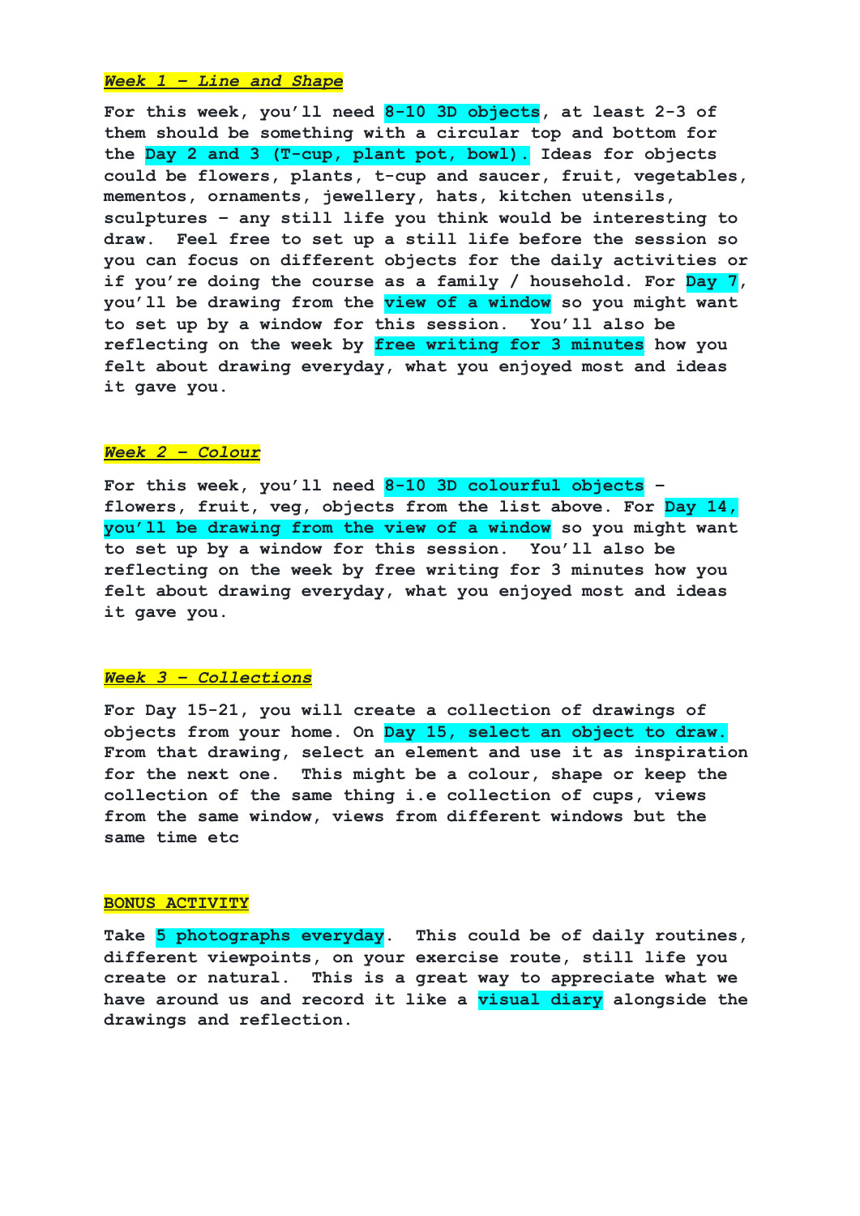### ***Week 1 – Line and Shape***

**For this week, you'll need 8-10 3D objects, at least 2-3 of them should be something with a circular top and bottom for the Day 2 and 3 (T-cup, plant pot, bowl). Ideas for objects could be flowers, plants, t-cup and saucer, fruit, vegetables, mementos, ornaments, jewellery, hats, kitchen utensils, sculptures – any still life you think would be interesting to draw. Feel free to set up a still life before the session so you can focus on different objects for the daily activities or if you're doing the course as a family / household. For Day 7, you'll be drawing from the view of a window so you might want to set up by a window for this session. You'll also be reflecting on the week by free writing for 3 minutes how you felt about drawing everyday, what you enjoyed most and ideas it gave you.**

### ***Week 2 – Colour***

**For this week, you'll need 8-10 3D colourful objects – flowers, fruit, veg, objects from the list above. For Day 14, you'll be drawing from the view of a window so you might want to set up by a window for this session. You'll also be reflecting on the week by free writing for 3 minutes how you felt about drawing everyday, what you enjoyed most and ideas it gave you.**

### ***Week 3 – Collections***

**For Day 15-21, you will create a collection of drawings of objects from your home. On Day 15, select an object to draw. From that drawing, select an element and use it as inspiration for the next one. This might be a colour, shape or keep the collection of the same thing i.e collection of cups, views from the same window, views from different windows but the same time etc**

### **BONUS ACTIVITY**

**Take 5 photographs everyday. This could be of daily routines, different viewpoints, on your exercise route, still life you create or natural. This is a great way to appreciate what we have around us and record it like a visual diary alongside the drawings and reflection.**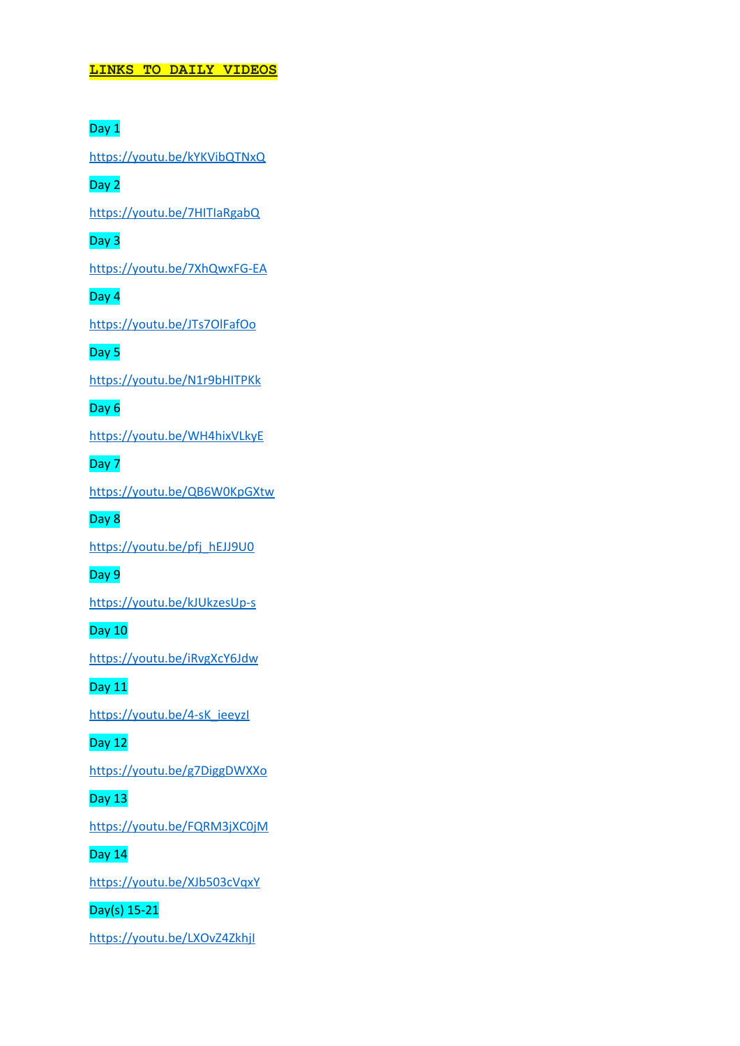**LINKS TO DAILY VIDEOS**

Day 1

https://youtu.be/kYKVibQTNxQ

Day 2

https://youtu.be/7HITIaRgabQ

Day 3

https://youtu.be/7XhQwxFG-EA

Day 4

https://youtu.be/JTs7OlFafOo

Day 5

https://youtu.be/N1r9bHITPKk

Day 6

https://youtu.be/WH4hixVLkyE

Day 7

https://youtu.be/QB6W0KpGXtw

Day 8

https://youtu.be/pfj_hEJJ9U0

Day 9

https://youtu.be/kJUkzesUp-s

Day 10

https://youtu.be/iRvgXcY6Jdw

Day 11

https://youtu.be/4-sK_ieeyzI

Day 12

https://youtu.be/g7DiggDWXXo

Day 13

https://youtu.be/FQRM3jXC0jM

Day 14

https://youtu.be/XJb503cVqxY

Day(s) 15-21

https://youtu.be/LXOvZ4ZkhjI